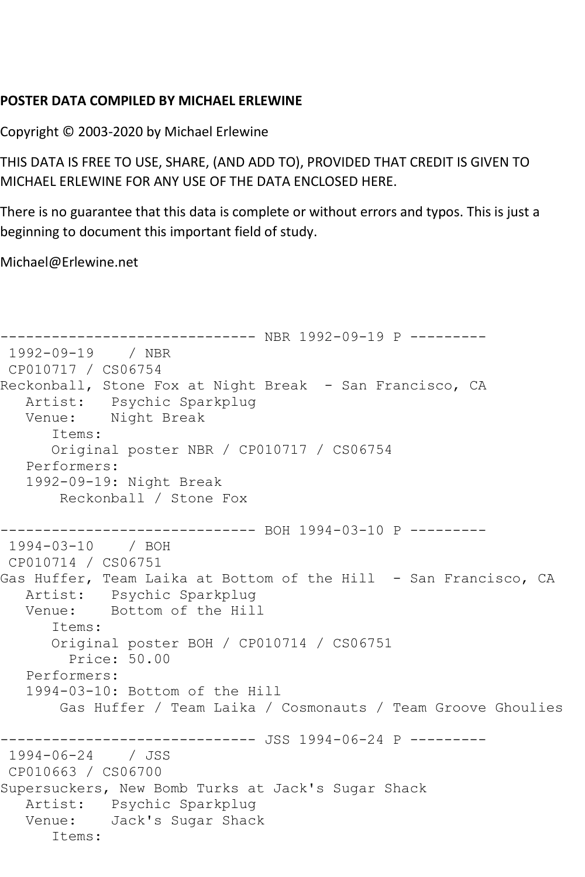**POSTER DATA COMPILED BY MICHAEL ERLEWINE**

Copyright © 2003-2020 by Michael Erlewine

THIS DATA IS FREE TO USE, SHARE, (AND ADD TO), PROVIDED THAT CREDIT IS GIVEN TO MICHAEL ERLEWINE FOR ANY USE OF THE DATA ENCLOSED HERE.

There is no guarantee that this data is complete or without errors and typos. This is just a beginning to document this important field of study.

Michael@Erlewine.net

```
------------------------------ NBR 1992-09-19 P ---------
 1992-09-19    / NBR
 CP010717 / CS06754
Reckonball, Stone Fox at Night Break  - San Francisco, CA
   Artist:   Psychic Sparkplug
   Venue:    Night Break
      Items:
      Original poster NBR / CP010717 / CS06754
   Performers:
   1992-09-19: Night Break
       Reckonball / Stone Fox

------------------------------ BOH 1994-03-10 P ---------
 1994-03-10    / BOH
 CP010714 / CS06751
Gas Huffer, Team Laika at Bottom of the Hill  - San Francisco, CA
   Artist:   Psychic Sparkplug
   Venue:    Bottom of the Hill
      Items:
      Original poster BOH / CP010714 / CS06751
        Price: 50.00
   Performers:
   1994-03-10: Bottom of the Hill
       Gas Huffer / Team Laika / Cosmonauts / Team Groove Ghoulies

------------------------------ JSS 1994-06-24 P ---------
 1994-06-24    / JSS
 CP010663 / CS06700
Supersuckers, New Bomb Turks at Jack's Sugar Shack
   Artist:   Psychic Sparkplug
   Venue:    Jack's Sugar Shack
      Items:
```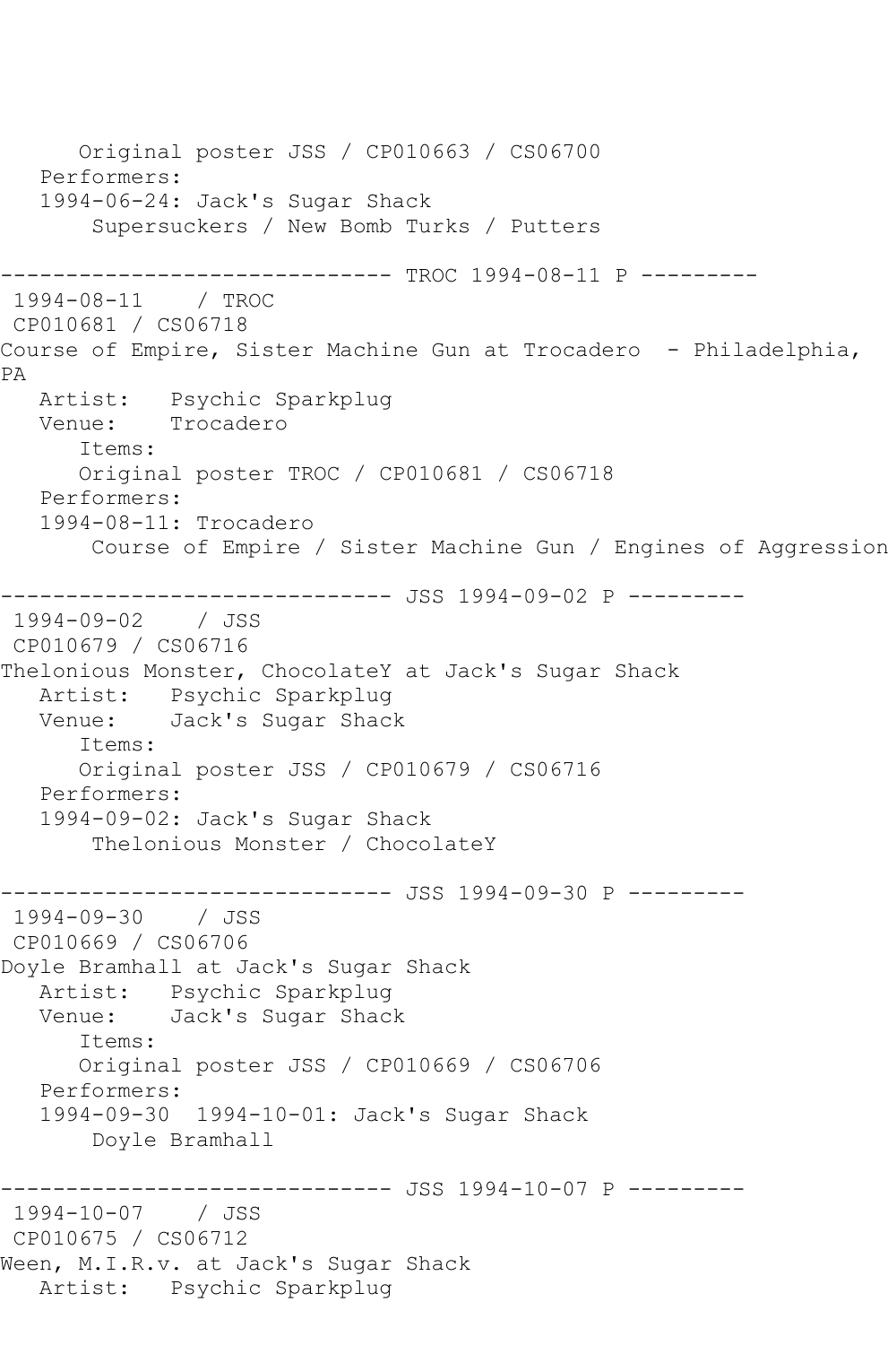```
      Original poster JSS / CP010663 / CS06700
   Performers:
   1994-06-24: Jack's Sugar Shack
       Supersuckers / New Bomb Turks / Putters

------------------------------ TROC 1994-08-11 P ---------
 1994-08-11    / TROC
 CP010681 / CS06718
Course of Empire, Sister Machine Gun at Trocadero  - Philadelphia,
PA
   Artist:   Psychic Sparkplug
   Venue:    Trocadero
      Items:
      Original poster TROC / CP010681 / CS06718
   Performers:
   1994-08-11: Trocadero
       Course of Empire / Sister Machine Gun / Engines of Aggression

------------------------------ JSS 1994-09-02 P ---------
 1994-09-02    / JSS
 CP010679 / CS06716
Thelonious Monster, ChocolateY at Jack's Sugar Shack
   Artist:   Psychic Sparkplug
   Venue:    Jack's Sugar Shack
      Items:
      Original poster JSS / CP010679 / CS06716
   Performers:
   1994-09-02: Jack's Sugar Shack
       Thelonious Monster / ChocolateY

------------------------------ JSS 1994-09-30 P ---------
 1994-09-30    / JSS
 CP010669 / CS06706
Doyle Bramhall at Jack's Sugar Shack
   Artist:   Psychic Sparkplug
   Venue:    Jack's Sugar Shack
      Items:
      Original poster JSS / CP010669 / CS06706
   Performers:
   1994-09-30  1994-10-01: Jack's Sugar Shack
       Doyle Bramhall

------------------------------ JSS 1994-10-07 P ---------
 1994-10-07    / JSS
 CP010675 / CS06712
Ween, M.I.R.v. at Jack's Sugar Shack
   Artist:   Psychic Sparkplug
```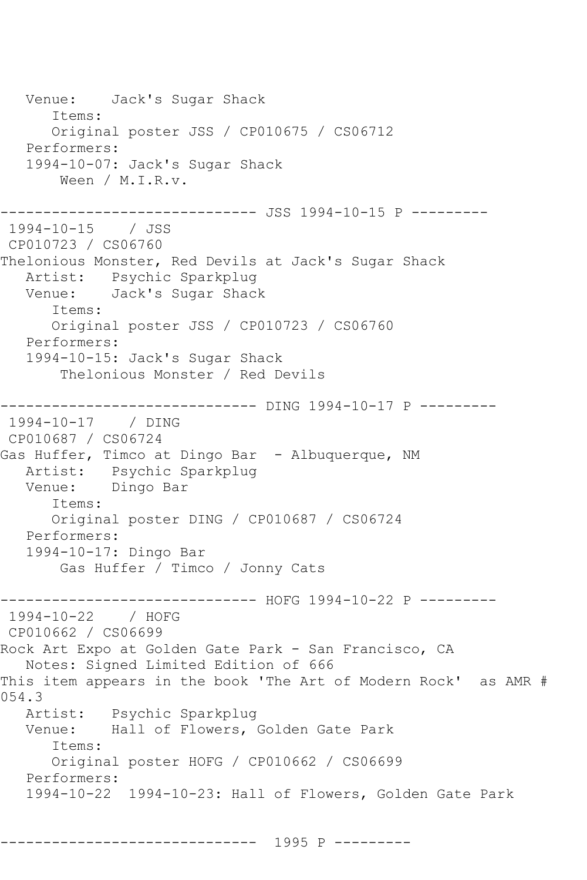```
   Venue:    Jack's Sugar Shack
      Items:
      Original poster JSS / CP010675 / CS06712
   Performers:
   1994-10-07: Jack's Sugar Shack
       Ween / M.I.R.v.

------------------------------ JSS 1994-10-15 P ---------
 1994-10-15    / JSS
 CP010723 / CS06760
Thelonious Monster, Red Devils at Jack's Sugar Shack
   Artist:   Psychic Sparkplug
   Venue:    Jack's Sugar Shack
      Items:
      Original poster JSS / CP010723 / CS06760
   Performers:
   1994-10-15: Jack's Sugar Shack
       Thelonious Monster / Red Devils

------------------------------ DING 1994-10-17 P ---------
 1994-10-17    / DING
 CP010687 / CS06724
Gas Huffer, Timco at Dingo Bar  - Albuquerque, NM
   Artist:   Psychic Sparkplug
   Venue:    Dingo Bar
      Items:
      Original poster DING / CP010687 / CS06724
   Performers:
   1994-10-17: Dingo Bar
       Gas Huffer / Timco / Jonny Cats

------------------------------ HOFG 1994-10-22 P ---------
 1994-10-22    / HOFG
 CP010662 / CS06699
Rock Art Expo at Golden Gate Park - San Francisco, CA
   Notes: Signed Limited Edition of 666
This item appears in the book 'The Art of Modern Rock'  as AMR #
054.3
   Artist:   Psychic Sparkplug
   Venue:    Hall of Flowers, Golden Gate Park
      Items:
      Original poster HOFG / CP010662 / CS06699
   Performers:
   1994-10-22  1994-10-23: Hall of Flowers, Golden Gate Park


------------------------------  1995 P ---------
```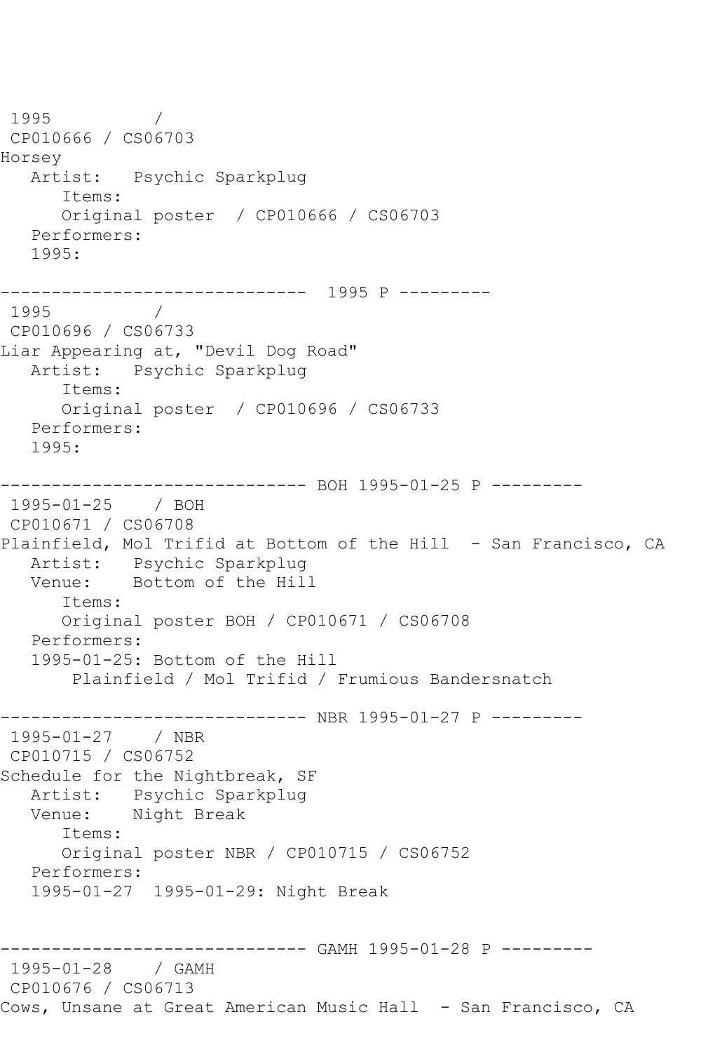```
1995          /
 CP010666 / CS06703
Horsey
   Artist:   Psychic Sparkplug
      Items:
      Original poster  / CP010666 / CS06703
   Performers:
   1995:

------------------------------  1995 P ---------
 1995          /
 CP010696 / CS06733
Liar Appearing at, "Devil Dog Road"
   Artist:   Psychic Sparkplug
      Items:
      Original poster  / CP010696 / CS06733
   Performers:
   1995:

------------------------------ BOH 1995-01-25 P ---------
 1995-01-25    / BOH
 CP010671 / CS06708
Plainfield, Mol Trifid at Bottom of the Hill  - San Francisco, CA
   Artist:   Psychic Sparkplug
   Venue:    Bottom of the Hill
      Items:
      Original poster BOH / CP010671 / CS06708
   Performers:
   1995-01-25: Bottom of the Hill
       Plainfield / Mol Trifid / Frumious Bandersnatch

------------------------------ NBR 1995-01-27 P ---------
 1995-01-27    / NBR
 CP010715 / CS06752
Schedule for the Nightbreak, SF
   Artist:   Psychic Sparkplug
   Venue:    Night Break
      Items:
      Original poster NBR / CP010715 / CS06752
   Performers:
   1995-01-27  1995-01-29: Night Break


------------------------------ GAMH 1995-01-28 P ---------
 1995-01-28    / GAMH
 CP010676 / CS06713
Cows, Unsane at Great American Music Hall  - San Francisco, CA
```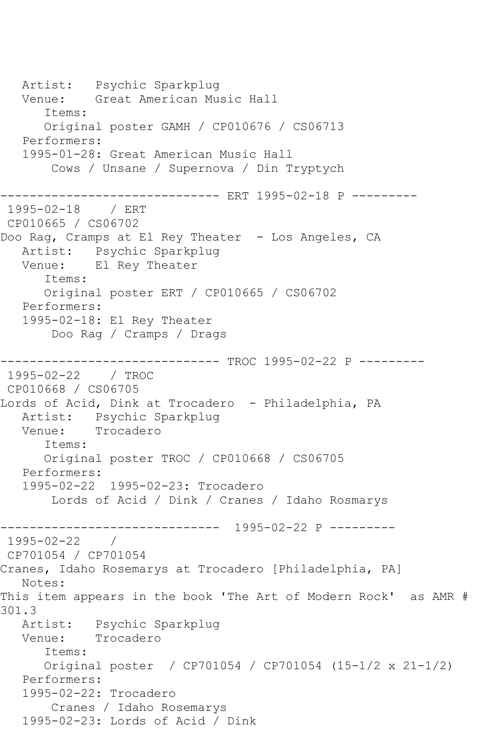Artist: Psychic Sparkplug
Venue: Great American Music Hall
Items:
Original poster GAMH / CP010676 / CS06713
Performers:
1995-01-28: Great American Music Hall
Cows / Unsane / Supernova / Din Tryptych

------------------------------ ERT 1995-02-18 P ---------

1995-02-18 / ERT
CP010665 / CS06702
Doo Rag, Cramps at El Rey Theater - Los Angeles, CA
Artist: Psychic Sparkplug
Venue: El Rey Theater
Items:
Original poster ERT / CP010665 / CS06702
Performers:
1995-02-18: El Rey Theater
Doo Rag / Cramps / Drags

------------------------------ TROC 1995-02-22 P ---------

1995-02-22 / TROC
CP010668 / CS06705
Lords of Acid, Dink at Trocadero - Philadelphia, PA
Artist: Psychic Sparkplug
Venue: Trocadero
Items:
Original poster TROC / CP010668 / CS06705
Performers:
1995-02-22 1995-02-23: Trocadero
Lords of Acid / Dink / Cranes / Idaho Rosmarys

------------------------------ 1995-02-22 P ---------

1995-02-22 /
CP701054 / CP701054
Cranes, Idaho Rosemarys at Trocadero [Philadelphia, PA]
Notes:
This item appears in the book 'The Art of Modern Rock' as AMR # 301.3
Artist: Psychic Sparkplug
Venue: Trocadero
Items:
Original poster / CP701054 / CP701054 (15-1/2 x 21-1/2)
Performers:
1995-02-22: Trocadero
Cranes / Idaho Rosemarys
1995-02-23: Lords of Acid / Dink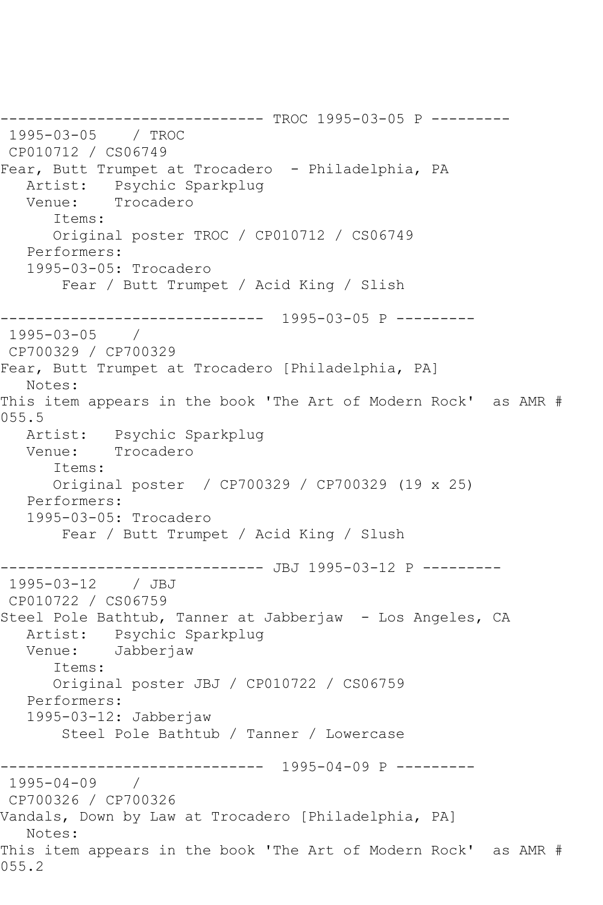------------------------------ TROC 1995-03-05 P ---------
1995-03-05 / TROC
CP010712 / CS06749
Fear, Butt Trumpet at Trocadero - Philadelphia, PA
Artist: Psychic Sparkplug
Venue: Trocadero
Items:
Original poster TROC / CP010712 / CS06749
Performers:
1995-03-05: Trocadero
Fear / Butt Trumpet / Acid King / Slish

------------------------------ 1995-03-05 P ---------
1995-03-05 /
CP700329 / CP700329
Fear, Butt Trumpet at Trocadero [Philadelphia, PA]
Notes:
This item appears in the book 'The Art of Modern Rock' as AMR # 055.5
Artist: Psychic Sparkplug
Venue: Trocadero
Items:
Original poster / CP700329 / CP700329 (19 x 25)
Performers:
1995-03-05: Trocadero
Fear / Butt Trumpet / Acid King / Slush

------------------------------ JBJ 1995-03-12 P ---------
1995-03-12 / JBJ
CP010722 / CS06759
Steel Pole Bathtub, Tanner at Jabberjaw - Los Angeles, CA
Artist: Psychic Sparkplug
Venue: Jabberjaw
Items:
Original poster JBJ / CP010722 / CS06759
Performers:
1995-03-12: Jabberjaw
Steel Pole Bathtub / Tanner / Lowercase

------------------------------ 1995-04-09 P ---------
1995-04-09 /
CP700326 / CP700326
Vandals, Down by Law at Trocadero [Philadelphia, PA]
Notes:
This item appears in the book 'The Art of Modern Rock' as AMR # 055.2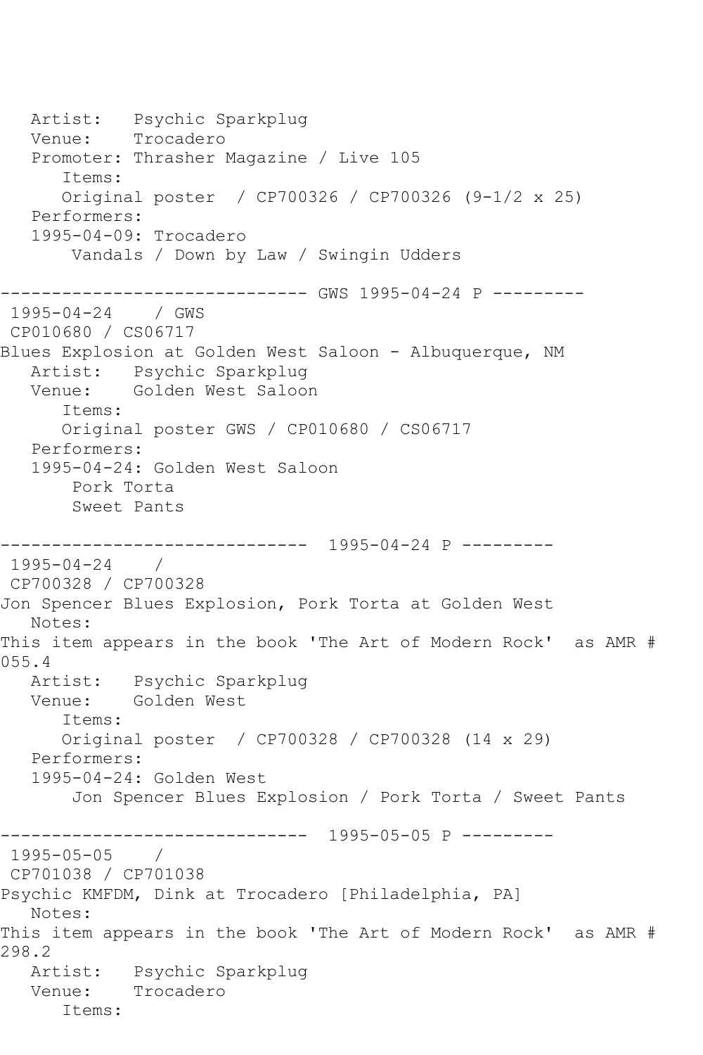Artist: Psychic Sparkplug
Venue: Trocadero
Promoter: Thrasher Magazine / Live 105
Items:
Original poster / CP700326 / CP700326 (9-1/2 x 25)
Performers:
1995-04-09: Trocadero
Vandals / Down by Law / Swingin Udders

------------------------------ GWS 1995-04-24 P ---------

1995-04-24 / GWS
CP010680 / CS06717
Blues Explosion at Golden West Saloon - Albuquerque, NM
Artist: Psychic Sparkplug
Venue: Golden West Saloon
Items:
Original poster GWS / CP010680 / CS06717
Performers:
1995-04-24: Golden West Saloon
Pork Torta
Sweet Pants

------------------------------ 1995-04-24 P ---------

1995-04-24 /
CP700328 / CP700328
Jon Spencer Blues Explosion, Pork Torta at Golden West
Notes:
This item appears in the book 'The Art of Modern Rock' as AMR # 055.4
Artist: Psychic Sparkplug
Venue: Golden West
Items:
Original poster / CP700328 / CP700328 (14 x 29)
Performers:
1995-04-24: Golden West
Jon Spencer Blues Explosion / Pork Torta / Sweet Pants

------------------------------ 1995-05-05 P ---------

1995-05-05 /
CP701038 / CP701038
Psychic KMFDM, Dink at Trocadero [Philadelphia, PA]
Notes:
This item appears in the book 'The Art of Modern Rock' as AMR # 298.2
Artist: Psychic Sparkplug
Venue: Trocadero
Items: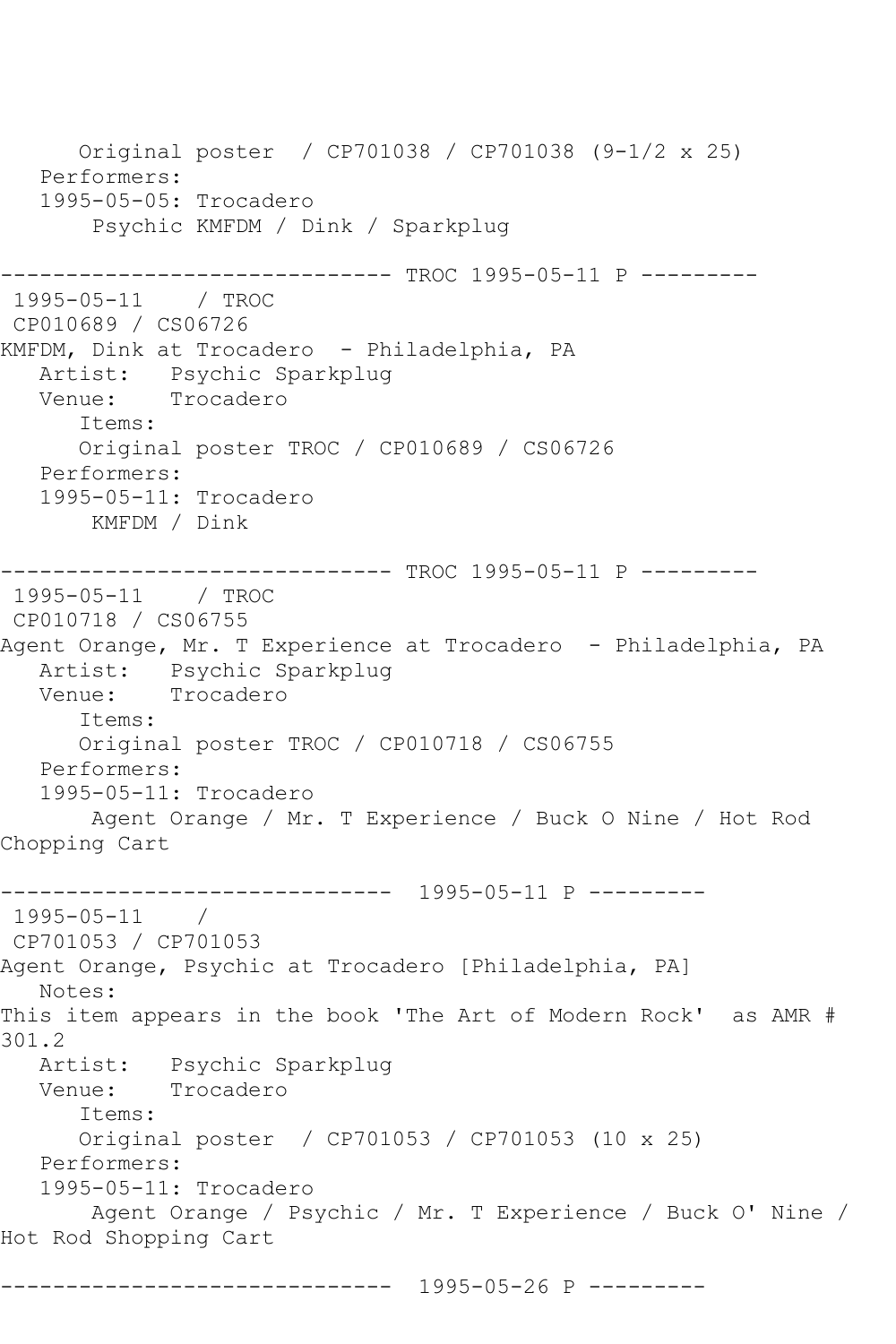Original poster  / CP701038 / CP701038 (9-1/2 x 25)
Performers:
1995-05-05: Trocadero
Psychic KMFDM / Dink / Sparkplug

------------------------------ TROC 1995-05-11 P ---------
1995-05-11    / TROC
CP010689 / CS06726
KMFDM, Dink at Trocadero  - Philadelphia, PA
Artist:   Psychic Sparkplug
Venue:    Trocadero
Items:
Original poster TROC / CP010689 / CS06726
Performers:
1995-05-11: Trocadero
KMFDM / Dink

------------------------------ TROC 1995-05-11 P ---------
1995-05-11    / TROC
CP010718 / CS06755
Agent Orange, Mr. T Experience at Trocadero  - Philadelphia, PA
Artist:   Psychic Sparkplug
Venue:    Trocadero
Items:
Original poster TROC / CP010718 / CS06755
Performers:
1995-05-11: Trocadero
Agent Orange / Mr. T Experience / Buck O Nine / Hot Rod Chopping Cart

------------------------------  1995-05-11 P ---------
1995-05-11    /
CP701053 / CP701053
Agent Orange, Psychic at Trocadero [Philadelphia, PA]
Notes:
This item appears in the book 'The Art of Modern Rock'  as AMR # 301.2
Artist:   Psychic Sparkplug
Venue:    Trocadero
Items:
Original poster  / CP701053 / CP701053 (10 x 25)
Performers:
1995-05-11: Trocadero
Agent Orange / Psychic / Mr. T Experience / Buck O' Nine / Hot Rod Shopping Cart

------------------------------  1995-05-26 P ---------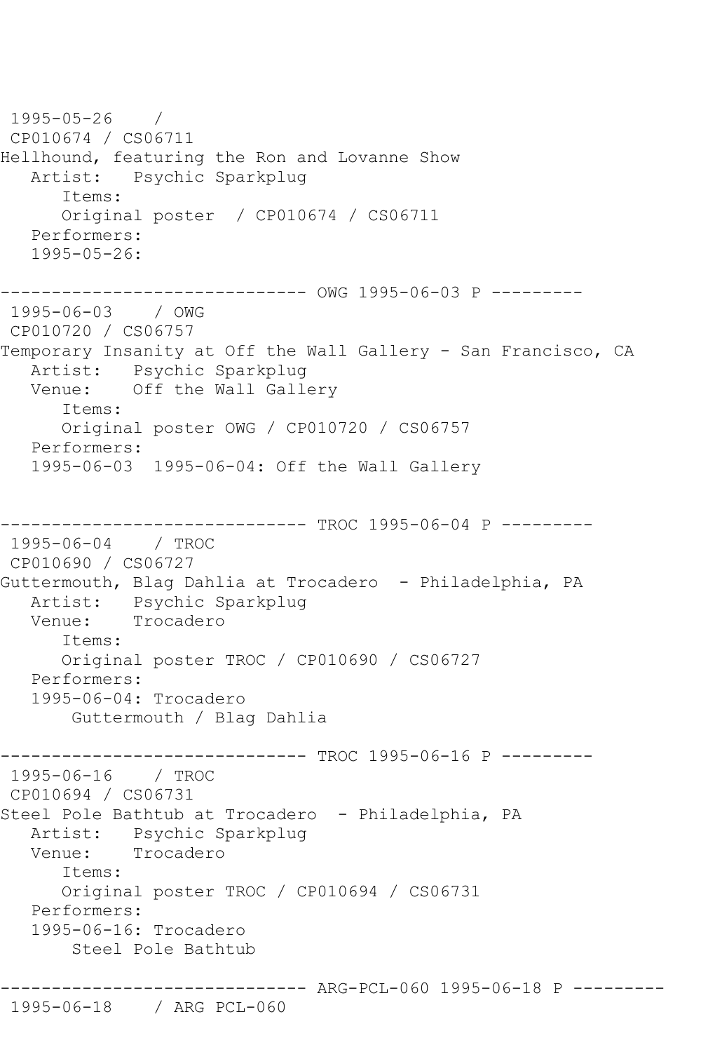```
 1995-05-26    / 
 CP010674 / CS06711
Hellhound, featuring the Ron and Lovanne Show
   Artist:   Psychic Sparkplug
      Items:
      Original poster  / CP010674 / CS06711
   Performers:
   1995-05-26:

------------------------------ OWG 1995-06-03 P ---------
 1995-06-03    / OWG
 CP010720 / CS06757
Temporary Insanity at Off the Wall Gallery - San Francisco, CA
   Artist:   Psychic Sparkplug
   Venue:    Off the Wall Gallery
      Items:
      Original poster OWG / CP010720 / CS06757
   Performers:
   1995-06-03  1995-06-04: Off the Wall Gallery


------------------------------ TROC 1995-06-04 P ---------
 1995-06-04    / TROC
 CP010690 / CS06727
Guttermouth, Blag Dahlia at Trocadero  - Philadelphia, PA
   Artist:   Psychic Sparkplug
   Venue:    Trocadero
      Items:
      Original poster TROC / CP010690 / CS06727
   Performers:
   1995-06-04: Trocadero
       Guttermouth / Blag Dahlia

------------------------------ TROC 1995-06-16 P ---------
 1995-06-16    / TROC
 CP010694 / CS06731
Steel Pole Bathtub at Trocadero  - Philadelphia, PA
   Artist:   Psychic Sparkplug
   Venue:    Trocadero
      Items:
      Original poster TROC / CP010694 / CS06731
   Performers:
   1995-06-16: Trocadero
       Steel Pole Bathtub

------------------------------ ARG-PCL-060 1995-06-18 P ---------
 1995-06-18    / ARG PCL-060
```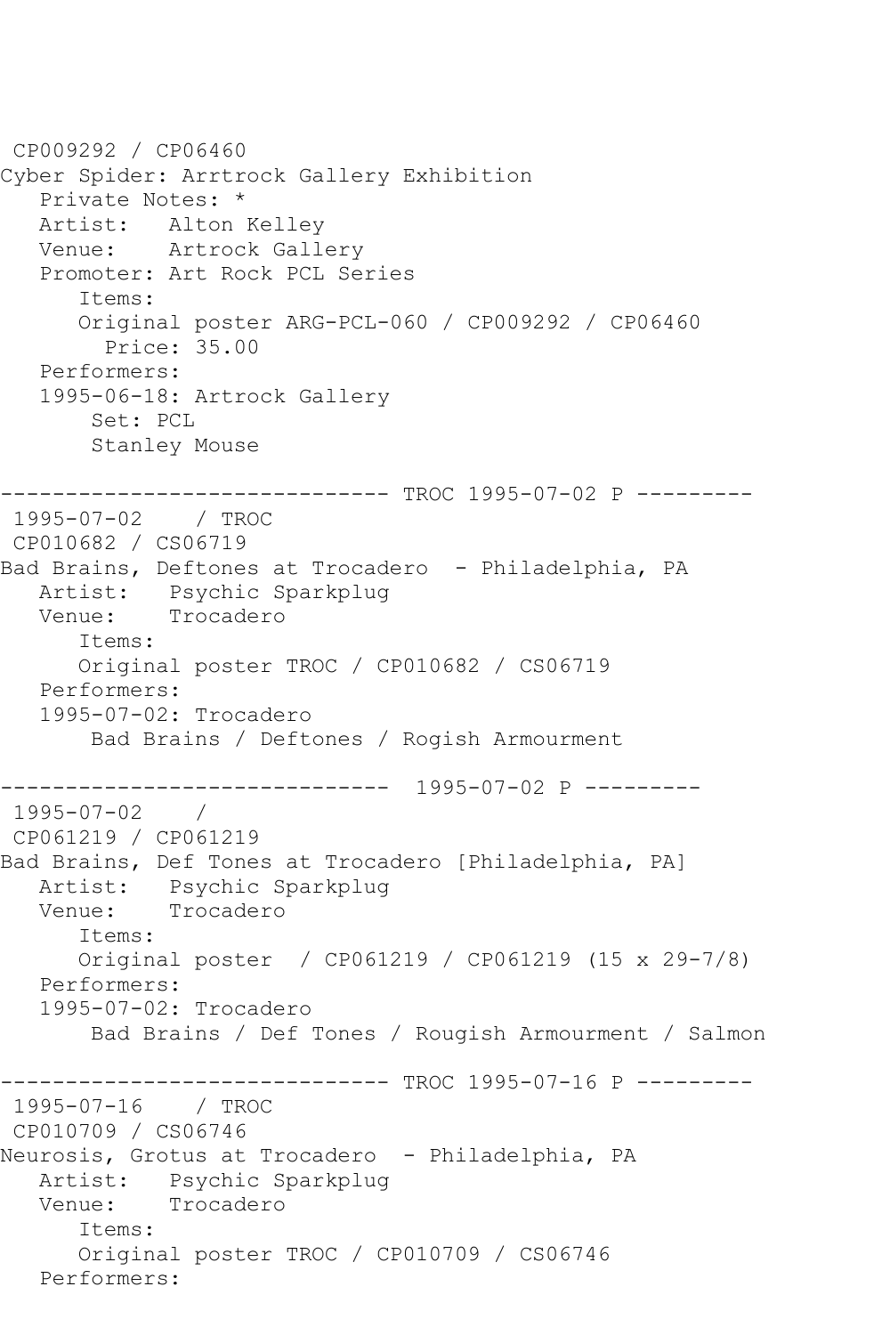CP009292 / CP06460
Cyber Spider: Arrtrock Gallery Exhibition
   Private Notes: *
   Artist:   Alton Kelley
   Venue:    Artrock Gallery
   Promoter: Art Rock PCL Series
      Items:
      Original poster ARG-PCL-060 / CP009292 / CP06460
        Price: 35.00
   Performers:
   1995-06-18: Artrock Gallery
       Set: PCL
       Stanley Mouse

------------------------------ TROC 1995-07-02 P ---------
1995-07-02    / TROC
CP010682 / CS06719
Bad Brains, Deftones at Trocadero  - Philadelphia, PA
   Artist:   Psychic Sparkplug
   Venue:    Trocadero
      Items:
      Original poster TROC / CP010682 / CS06719
   Performers:
   1995-07-02: Trocadero
       Bad Brains / Deftones / Rogish Armourment

------------------------------  1995-07-02 P ---------
1995-07-02    /
CP061219 / CP061219
Bad Brains, Def Tones at Trocadero [Philadelphia, PA]
   Artist:   Psychic Sparkplug
   Venue:    Trocadero
      Items:
      Original poster  / CP061219 / CP061219 (15 x 29-7/8)
   Performers:
   1995-07-02: Trocadero
       Bad Brains / Def Tones / Rougish Armourment / Salmon

------------------------------ TROC 1995-07-16 P ---------
1995-07-16    / TROC
CP010709 / CS06746
Neurosis, Grotus at Trocadero  - Philadelphia, PA
   Artist:   Psychic Sparkplug
   Venue:    Trocadero
      Items:
      Original poster TROC / CP010709 / CS06746
   Performers: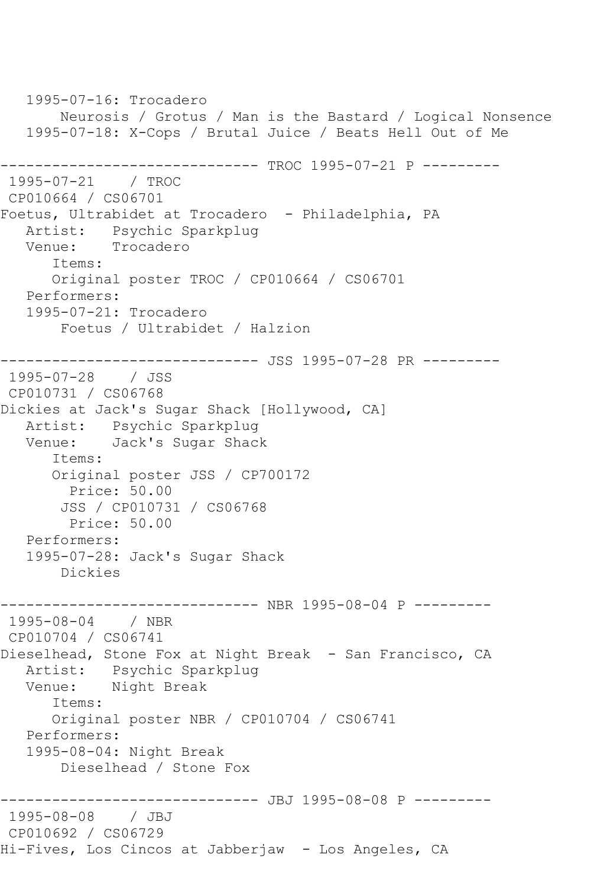```
   1995-07-16: Trocadero
       Neurosis / Grotus / Man is the Bastard / Logical Nonsence
   1995-07-18: X-Cops / Brutal Juice / Beats Hell Out of Me

------------------------------ TROC 1995-07-21 P ---------
 1995-07-21    / TROC
 CP010664 / CS06701
Foetus, Ultrabidet at Trocadero  - Philadelphia, PA
   Artist:   Psychic Sparkplug
   Venue:    Trocadero
      Items:
      Original poster TROC / CP010664 / CS06701
   Performers:
   1995-07-21: Trocadero
       Foetus / Ultrabidet / Halzion

------------------------------ JSS 1995-07-28 PR ---------
 1995-07-28    / JSS
 CP010731 / CS06768
Dickies at Jack's Sugar Shack [Hollywood, CA]
   Artist:   Psychic Sparkplug
   Venue:    Jack's Sugar Shack
      Items:
      Original poster JSS / CP700172
        Price: 50.00
       JSS / CP010731 / CS06768
        Price: 50.00
   Performers:
   1995-07-28: Jack's Sugar Shack
       Dickies

------------------------------ NBR 1995-08-04 P ---------
 1995-08-04    / NBR
 CP010704 / CS06741
Dieselhead, Stone Fox at Night Break  - San Francisco, CA
   Artist:   Psychic Sparkplug
   Venue:    Night Break
      Items:
      Original poster NBR / CP010704 / CS06741
   Performers:
   1995-08-04: Night Break
       Dieselhead / Stone Fox

------------------------------ JBJ 1995-08-08 P ---------
 1995-08-08    / JBJ
 CP010692 / CS06729
Hi-Fives, Los Cincos at Jabberjaw  - Los Angeles, CA
```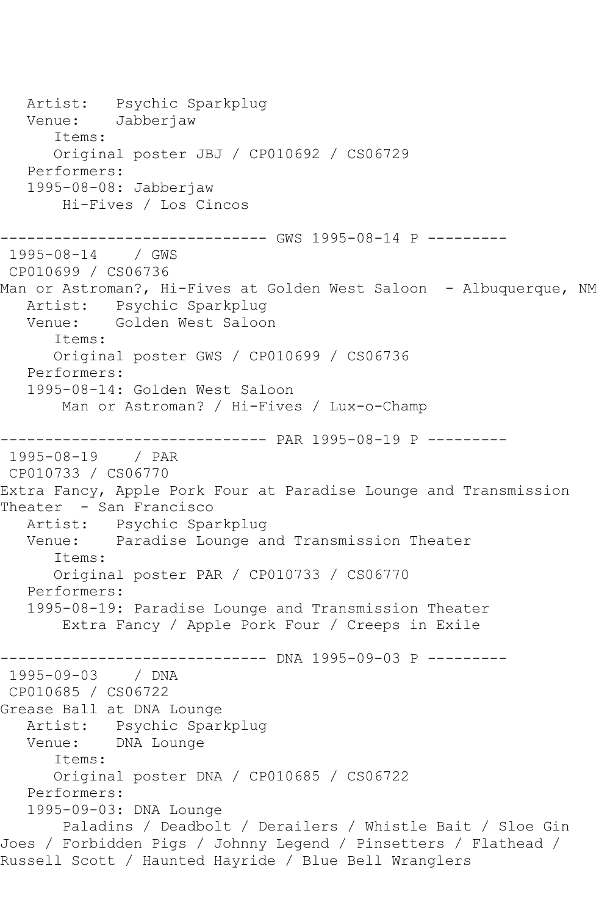Artist: Psychic Sparkplug
Venue: Jabberjaw
Items:
Original poster JBJ / CP010692 / CS06729
Performers:
1995-08-08: Jabberjaw
Hi-Fives / Los Cincos

------------------------------ GWS 1995-08-14 P ---------

1995-08-14 / GWS
CP010699 / CS06736
Man or Astroman?, Hi-Fives at Golden West Saloon - Albuquerque, NM
Artist: Psychic Sparkplug
Venue: Golden West Saloon
Items:
Original poster GWS / CP010699 / CS06736
Performers:
1995-08-14: Golden West Saloon
Man or Astroman? / Hi-Fives / Lux-o-Champ

------------------------------ PAR 1995-08-19 P ---------

1995-08-19 / PAR
CP010733 / CS06770
Extra Fancy, Apple Pork Four at Paradise Lounge and Transmission Theater - San Francisco
Artist: Psychic Sparkplug
Venue: Paradise Lounge and Transmission Theater
Items:
Original poster PAR / CP010733 / CS06770
Performers:
1995-08-19: Paradise Lounge and Transmission Theater
Extra Fancy / Apple Pork Four / Creeps in Exile

------------------------------ DNA 1995-09-03 P ---------

1995-09-03 / DNA
CP010685 / CS06722
Grease Ball at DNA Lounge
Artist: Psychic Sparkplug
Venue: DNA Lounge
Items:
Original poster DNA / CP010685 / CS06722
Performers:
1995-09-03: DNA Lounge
Paladins / Deadbolt / Derailers / Whistle Bait / Sloe Gin Joes / Forbidden Pigs / Johnny Legend / Pinsetters / Flathead / Russell Scott / Haunted Hayride / Blue Bell Wranglers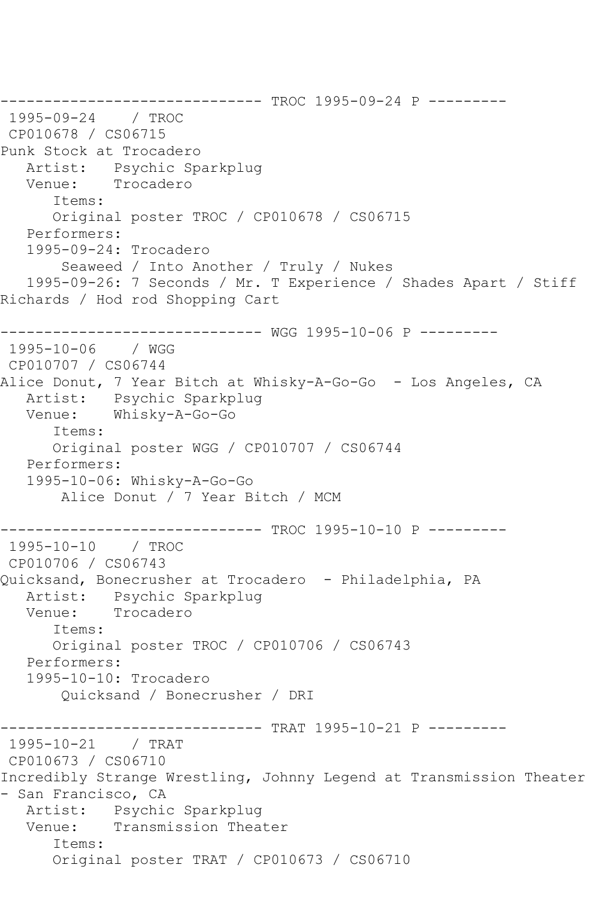------------------------------ TROC 1995-09-24 P ---------

1995-09-24 / TROC

CP010678 / CS06715

Punk Stock at Trocadero

Artist: Psychic Sparkplug

Venue: Trocadero

Items:

Original poster TROC / CP010678 / CS06715

Performers:

1995-09-24: Trocadero

Seaweed / Into Another / Truly / Nukes

1995-09-26: 7 Seconds / Mr. T Experience / Shades Apart / Stiff Richards / Hod rod Shopping Cart

------------------------------ WGG 1995-10-06 P ---------

1995-10-06 / WGG

CP010707 / CS06744

Alice Donut, 7 Year Bitch at Whisky-A-Go-Go - Los Angeles, CA

Artist: Psychic Sparkplug

Venue: Whisky-A-Go-Go

Items:

Original poster WGG / CP010707 / CS06744

Performers:

1995-10-06: Whisky-A-Go-Go

Alice Donut / 7 Year Bitch / MCM

------------------------------ TROC 1995-10-10 P ---------

1995-10-10 / TROC

CP010706 / CS06743

Quicksand, Bonecrusher at Trocadero - Philadelphia, PA

Artist: Psychic Sparkplug

Venue: Trocadero

Items:

Original poster TROC / CP010706 / CS06743

Performers:

1995-10-10: Trocadero

Quicksand / Bonecrusher / DRI

------------------------------ TRAT 1995-10-21 P ---------

1995-10-21 / TRAT

CP010673 / CS06710

Incredibly Strange Wrestling, Johnny Legend at Transmission Theater - San Francisco, CA

Artist: Psychic Sparkplug

Venue: Transmission Theater

Items:

Original poster TRAT / CP010673 / CS06710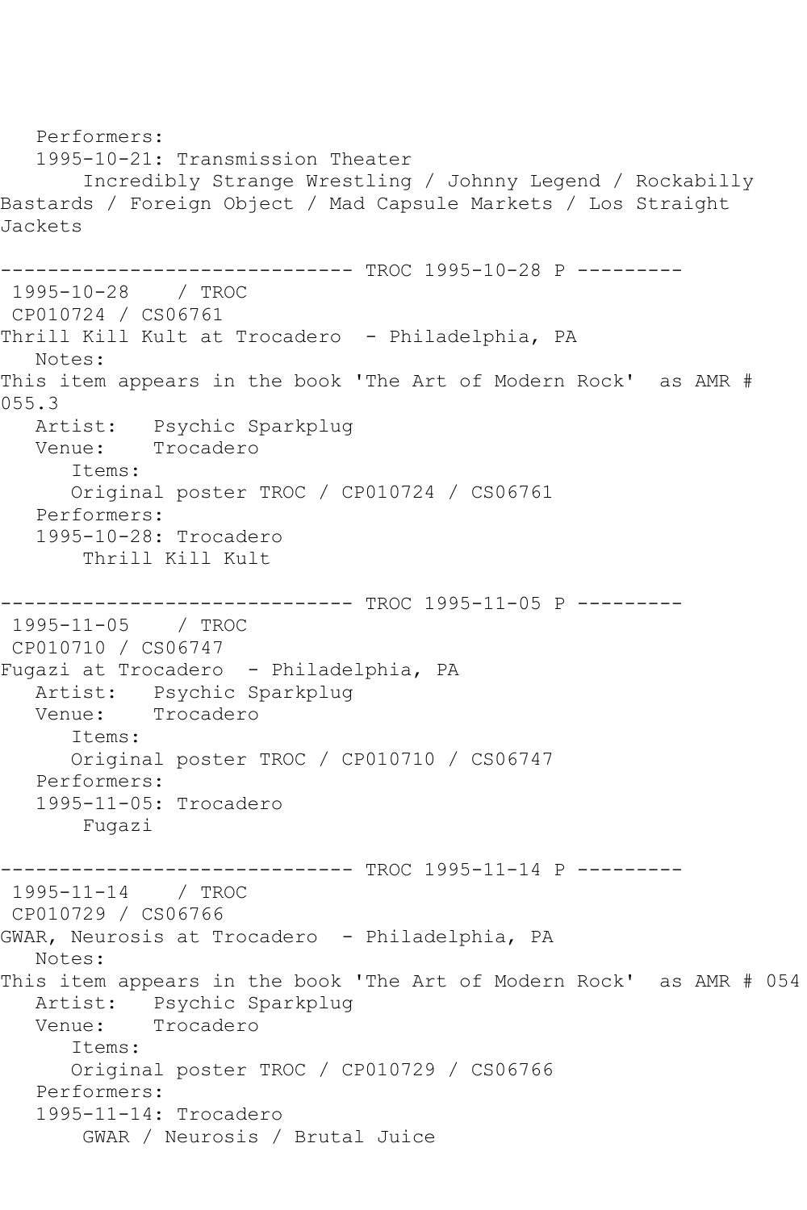Performers:
   1995-10-21: Transmission Theater
       Incredibly Strange Wrestling / Johnny Legend / Rockabilly Bastards / Foreign Object / Mad Capsule Markets / Los Straight Jackets

------------------------------ TROC 1995-10-28 P ---------
1995-10-28    / TROC
CP010724 / CS06761
Thrill Kill Kult at Trocadero  - Philadelphia, PA
   Notes:
This item appears in the book 'The Art of Modern Rock'  as AMR # 055.3
   Artist:   Psychic Sparkplug
   Venue:    Trocadero
      Items:
      Original poster TROC / CP010724 / CS06761
   Performers:
   1995-10-28: Trocadero
       Thrill Kill Kult

------------------------------ TROC 1995-11-05 P ---------
1995-11-05    / TROC
CP010710 / CS06747
Fugazi at Trocadero  - Philadelphia, PA
   Artist:   Psychic Sparkplug
   Venue:    Trocadero
      Items:
      Original poster TROC / CP010710 / CS06747
   Performers:
   1995-11-05: Trocadero
       Fugazi

------------------------------ TROC 1995-11-14 P ---------
1995-11-14    / TROC
CP010729 / CS06766
GWAR, Neurosis at Trocadero  - Philadelphia, PA
   Notes:
This item appears in the book 'The Art of Modern Rock'  as AMR # 054
   Artist:   Psychic Sparkplug
   Venue:    Trocadero
      Items:
      Original poster TROC / CP010729 / CS06766
   Performers:
   1995-11-14: Trocadero
       GWAR / Neurosis / Brutal Juice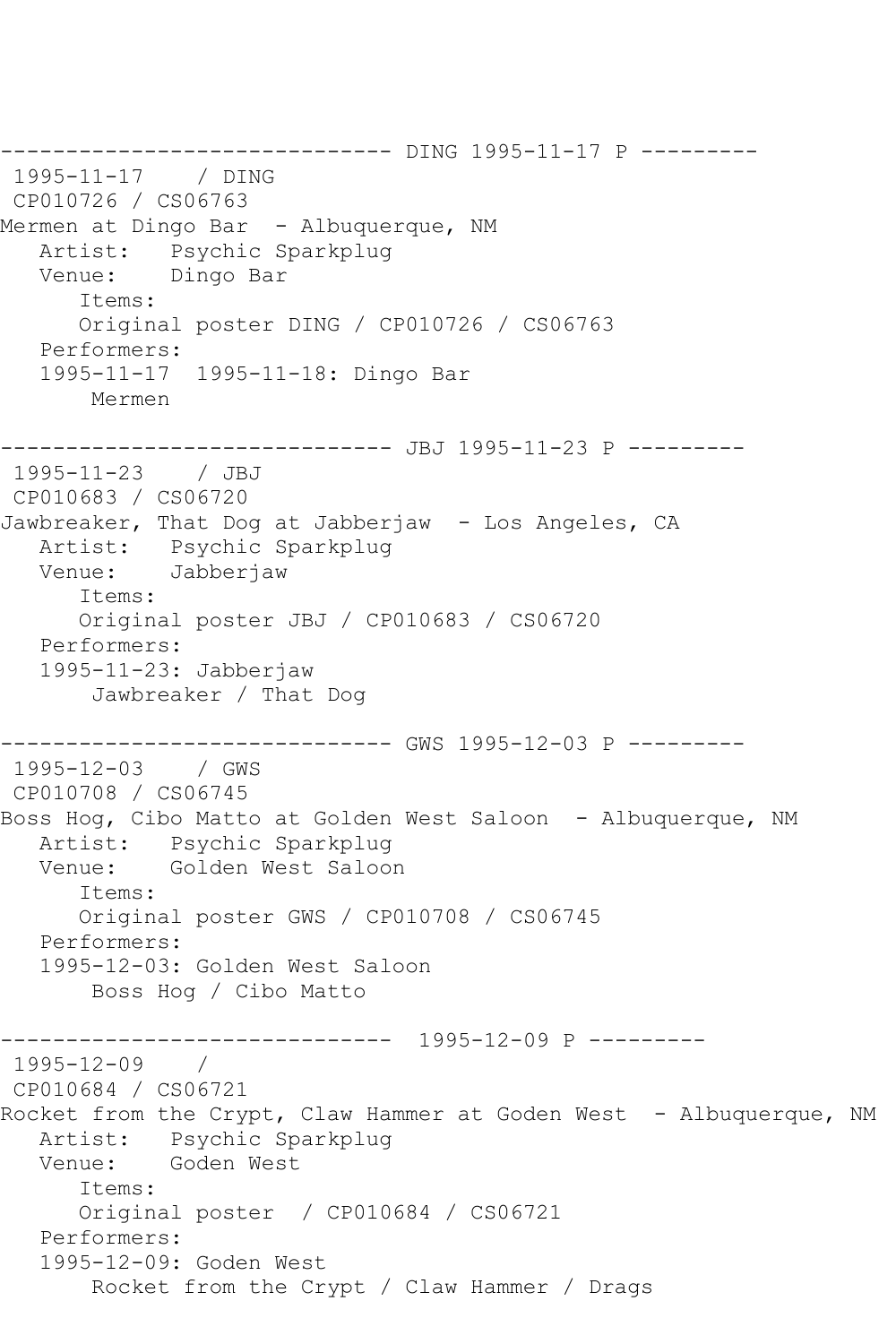```
------------------------------ DING 1995-11-17 P ---------
 1995-11-17    / DING
 CP010726 / CS06763
Mermen at Dingo Bar  - Albuquerque, NM
   Artist:   Psychic Sparkplug
   Venue:    Dingo Bar
      Items:
      Original poster DING / CP010726 / CS06763
   Performers:
   1995-11-17  1995-11-18: Dingo Bar
       Mermen

------------------------------ JBJ 1995-11-23 P ---------
 1995-11-23    / JBJ
 CP010683 / CS06720
Jawbreaker, That Dog at Jabberjaw  - Los Angeles, CA
   Artist:   Psychic Sparkplug
   Venue:    Jabberjaw
      Items:
      Original poster JBJ / CP010683 / CS06720
   Performers:
   1995-11-23: Jabberjaw
       Jawbreaker / That Dog

------------------------------ GWS 1995-12-03 P ---------
 1995-12-03    / GWS
 CP010708 / CS06745
Boss Hog, Cibo Matto at Golden West Saloon  - Albuquerque, NM
   Artist:   Psychic Sparkplug
   Venue:    Golden West Saloon
      Items:
      Original poster GWS / CP010708 / CS06745
   Performers:
   1995-12-03: Golden West Saloon
       Boss Hog / Cibo Matto

------------------------------  1995-12-09 P ---------
 1995-12-09    /
 CP010684 / CS06721
Rocket from the Crypt, Claw Hammer at Goden West  - Albuquerque, NM
   Artist:   Psychic Sparkplug
   Venue:    Goden West
      Items:
      Original poster  / CP010684 / CS06721
   Performers:
   1995-12-09: Goden West
       Rocket from the Crypt / Claw Hammer / Drags
```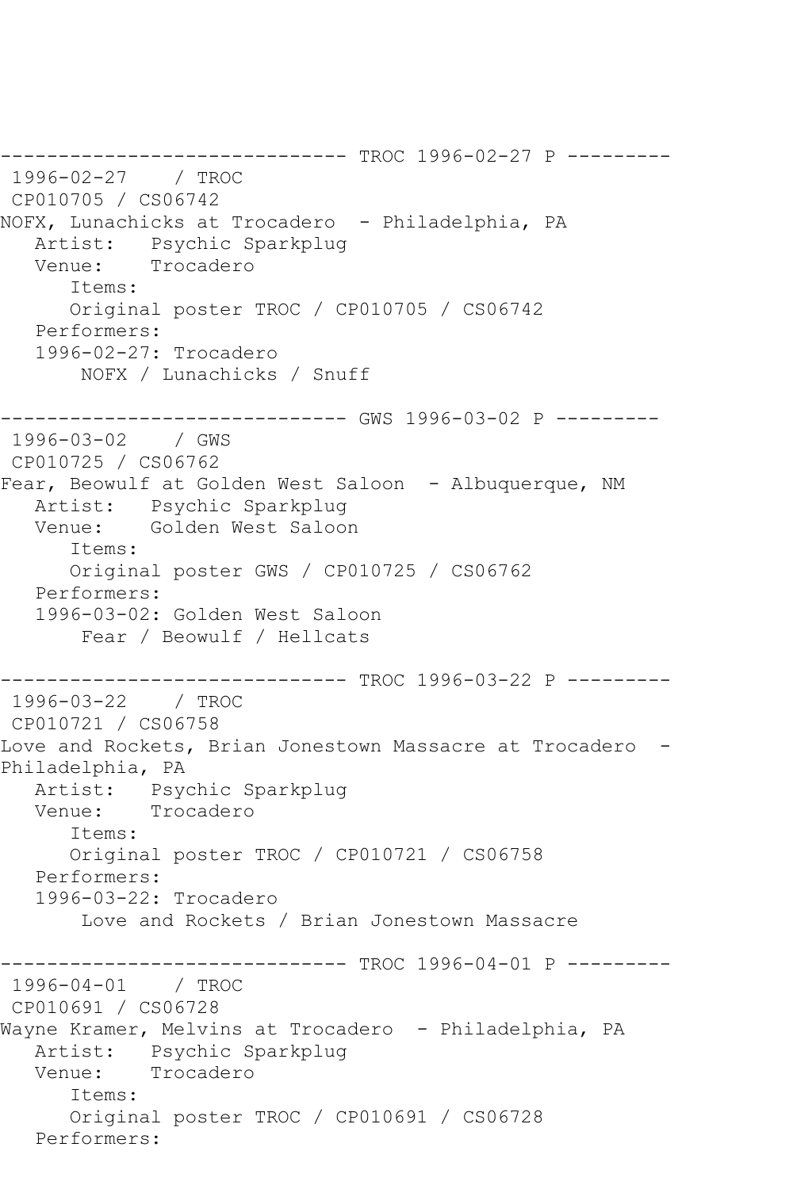------------------------------ TROC 1996-02-27 P ---------
 1996-02-27 / TROC
 CP010705 / CS06742
NOFX, Lunachicks at Trocadero - Philadelphia, PA
   Artist: Psychic Sparkplug
   Venue: Trocadero
      Items:
      Original poster TROC / CP010705 / CS06742
   Performers:
   1996-02-27: Trocadero
       NOFX / Lunachicks / Snuff

------------------------------ GWS 1996-03-02 P ---------
 1996-03-02 / GWS
 CP010725 / CS06762
Fear, Beowulf at Golden West Saloon - Albuquerque, NM
   Artist: Psychic Sparkplug
   Venue: Golden West Saloon
      Items:
      Original poster GWS / CP010725 / CS06762
   Performers:
   1996-03-02: Golden West Saloon
       Fear / Beowulf / Hellcats

------------------------------ TROC 1996-03-22 P ---------
 1996-03-22 / TROC
 CP010721 / CS06758
Love and Rockets, Brian Jonestown Massacre at Trocadero - Philadelphia, PA
   Artist: Psychic Sparkplug
   Venue: Trocadero
      Items:
      Original poster TROC / CP010721 / CS06758
   Performers:
   1996-03-22: Trocadero
       Love and Rockets / Brian Jonestown Massacre

------------------------------ TROC 1996-04-01 P ---------
 1996-04-01 / TROC
 CP010691 / CS06728
Wayne Kramer, Melvins at Trocadero - Philadelphia, PA
   Artist: Psychic Sparkplug
   Venue: Trocadero
      Items:
      Original poster TROC / CP010691 / CS06728
   Performers: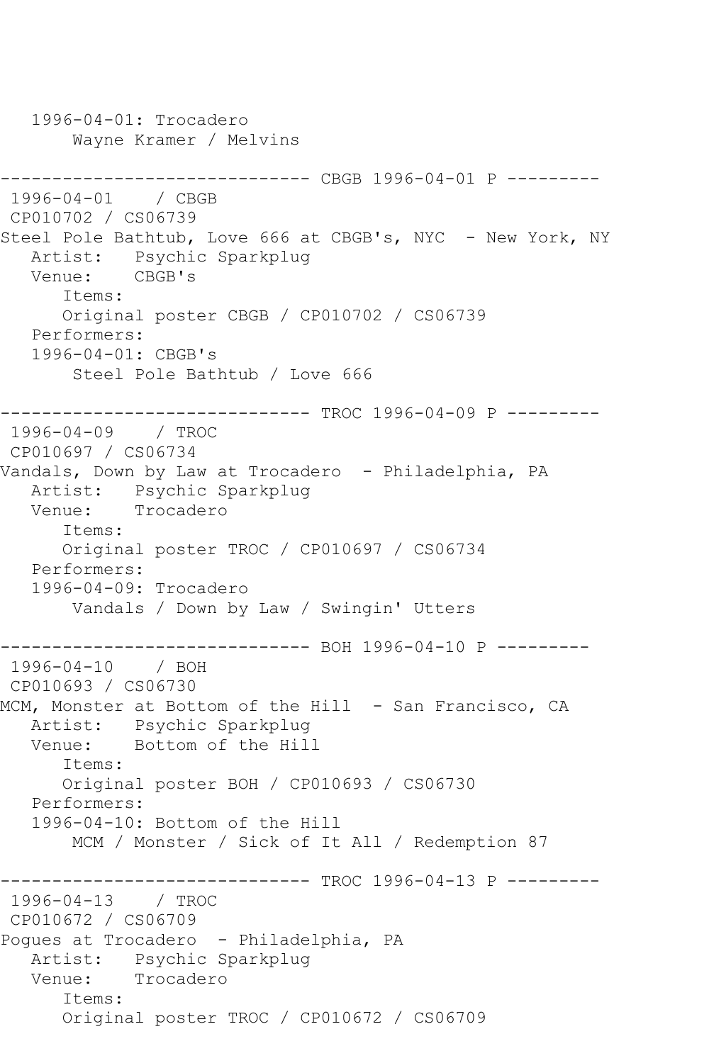```
   1996-04-01: Trocadero
       Wayne Kramer / Melvins

------------------------------ CBGB 1996-04-01 P ---------
 1996-04-01    / CBGB
 CP010702 / CS06739
Steel Pole Bathtub, Love 666 at CBGB's, NYC  - New York, NY
   Artist:   Psychic Sparkplug
   Venue:    CBGB's
      Items:
      Original poster CBGB / CP010702 / CS06739
   Performers:
   1996-04-01: CBGB's
       Steel Pole Bathtub / Love 666

------------------------------ TROC 1996-04-09 P ---------
 1996-04-09    / TROC
 CP010697 / CS06734
Vandals, Down by Law at Trocadero  - Philadelphia, PA
   Artist:   Psychic Sparkplug
   Venue:    Trocadero
      Items:
      Original poster TROC / CP010697 / CS06734
   Performers:
   1996-04-09: Trocadero
       Vandals / Down by Law / Swingin' Utters

------------------------------ BOH 1996-04-10 P ---------
 1996-04-10    / BOH
 CP010693 / CS06730
MCM, Monster at Bottom of the Hill  - San Francisco, CA
   Artist:   Psychic Sparkplug
   Venue:    Bottom of the Hill
      Items:
      Original poster BOH / CP010693 / CS06730
   Performers:
   1996-04-10: Bottom of the Hill
       MCM / Monster / Sick of It All / Redemption 87

------------------------------ TROC 1996-04-13 P ---------
 1996-04-13    / TROC
 CP010672 / CS06709
Pogues at Trocadero  - Philadelphia, PA
   Artist:   Psychic Sparkplug
   Venue:    Trocadero
      Items:
      Original poster TROC / CP010672 / CS06709
```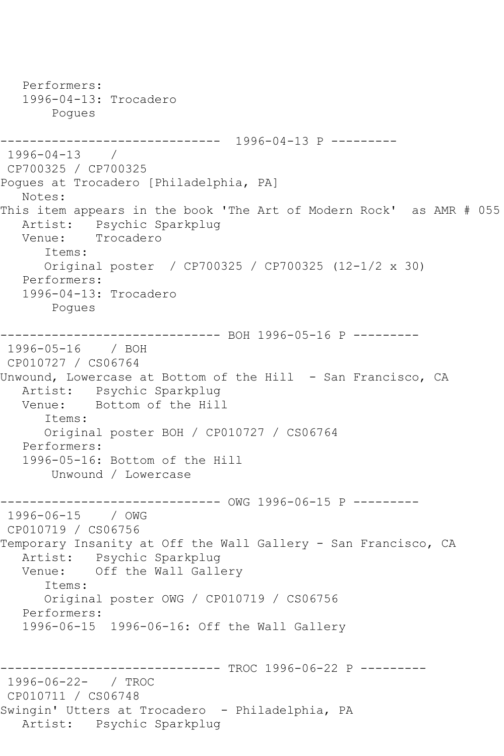```
   Performers:
   1996-04-13: Trocadero
        Pogues

------------------------------  1996-04-13 P ---------
 1996-04-13    /
 CP700325 / CP700325
Pogues at Trocadero [Philadelphia, PA]
   Notes:
This item appears in the book 'The Art of Modern Rock'  as AMR # 055
   Artist:   Psychic Sparkplug
   Venue:    Trocadero
      Items:
      Original poster  / CP700325 / CP700325 (12-1/2 x 30)
   Performers:
   1996-04-13: Trocadero
        Pogues

------------------------------ BOH 1996-05-16 P ---------
 1996-05-16    / BOH
 CP010727 / CS06764
Unwound, Lowercase at Bottom of the Hill  - San Francisco, CA
   Artist:   Psychic Sparkplug
   Venue:    Bottom of the Hill
      Items:
      Original poster BOH / CP010727 / CS06764
   Performers:
   1996-05-16: Bottom of the Hill
        Unwound / Lowercase

------------------------------ OWG 1996-06-15 P ---------
 1996-06-15    / OWG
 CP010719 / CS06756
Temporary Insanity at Off the Wall Gallery - San Francisco, CA
   Artist:   Psychic Sparkplug
   Venue:    Off the Wall Gallery
      Items:
      Original poster OWG / CP010719 / CS06756
   Performers:
   1996-06-15  1996-06-16: Off the Wall Gallery


------------------------------ TROC 1996-06-22 P ---------
 1996-06-22-   / TROC
 CP010711 / CS06748
Swingin' Utters at Trocadero  - Philadelphia, PA
   Artist:   Psychic Sparkplug
```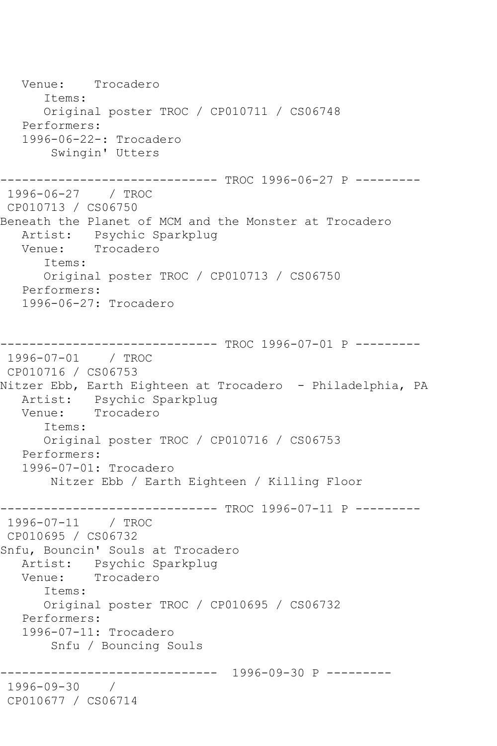```
   Venue:    Trocadero
      Items:
      Original poster TROC / CP010711 / CS06748
   Performers:
   1996-06-22-: Trocadero
       Swingin' Utters

------------------------------ TROC 1996-06-27 P ---------
 1996-06-27    / TROC
 CP010713 / CS06750
Beneath the Planet of MCM and the Monster at Trocadero
   Artist:   Psychic Sparkplug
   Venue:    Trocadero
      Items:
      Original poster TROC / CP010713 / CS06750
   Performers:
   1996-06-27: Trocadero


------------------------------ TROC 1996-07-01 P ---------
 1996-07-01    / TROC
 CP010716 / CS06753
Nitzer Ebb, Earth Eighteen at Trocadero  - Philadelphia, PA
   Artist:   Psychic Sparkplug
   Venue:    Trocadero
      Items:
      Original poster TROC / CP010716 / CS06753
   Performers:
   1996-07-01: Trocadero
       Nitzer Ebb / Earth Eighteen / Killing Floor

------------------------------ TROC 1996-07-11 P ---------
 1996-07-11    / TROC
 CP010695 / CS06732
Snfu, Bouncin' Souls at Trocadero
   Artist:   Psychic Sparkplug
   Venue:    Trocadero
      Items:
      Original poster TROC / CP010695 / CS06732
   Performers:
   1996-07-11: Trocadero
       Snfu / Bouncing Souls

------------------------------  1996-09-30 P ---------
 1996-09-30    /
 CP010677 / CS06714
```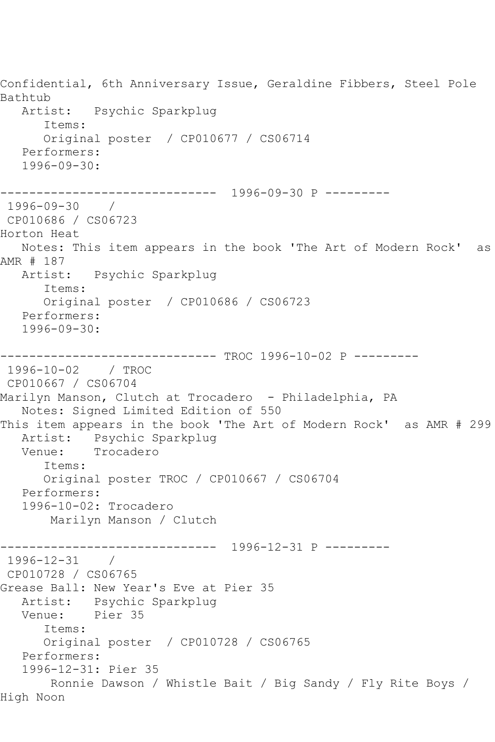```
Confidential, 6th Anniversary Issue, Geraldine Fibbers, Steel Pole
Bathtub
   Artist:   Psychic Sparkplug
      Items:
      Original poster  / CP010677 / CS06714
   Performers:
   1996-09-30:

------------------------------  1996-09-30 P ---------
 1996-09-30    /
 CP010686 / CS06723
Horton Heat
   Notes: This item appears in the book 'The Art of Modern Rock'  as
AMR # 187
   Artist:   Psychic Sparkplug
      Items:
      Original poster  / CP010686 / CS06723
   Performers:
   1996-09-30:

------------------------------ TROC 1996-10-02 P ---------
 1996-10-02    / TROC
 CP010667 / CS06704
Marilyn Manson, Clutch at Trocadero  - Philadelphia, PA
   Notes: Signed Limited Edition of 550
This item appears in the book 'The Art of Modern Rock'  as AMR # 299
   Artist:   Psychic Sparkplug
   Venue:    Trocadero
      Items:
      Original poster TROC / CP010667 / CS06704
   Performers:
   1996-10-02: Trocadero
       Marilyn Manson / Clutch

------------------------------  1996-12-31 P ---------
 1996-12-31    /
 CP010728 / CS06765
Grease Ball: New Year's Eve at Pier 35
   Artist:   Psychic Sparkplug
   Venue:    Pier 35
      Items:
      Original poster  / CP010728 / CS06765
   Performers:
   1996-12-31: Pier 35
       Ronnie Dawson / Whistle Bait / Big Sandy / Fly Rite Boys /
High Noon
```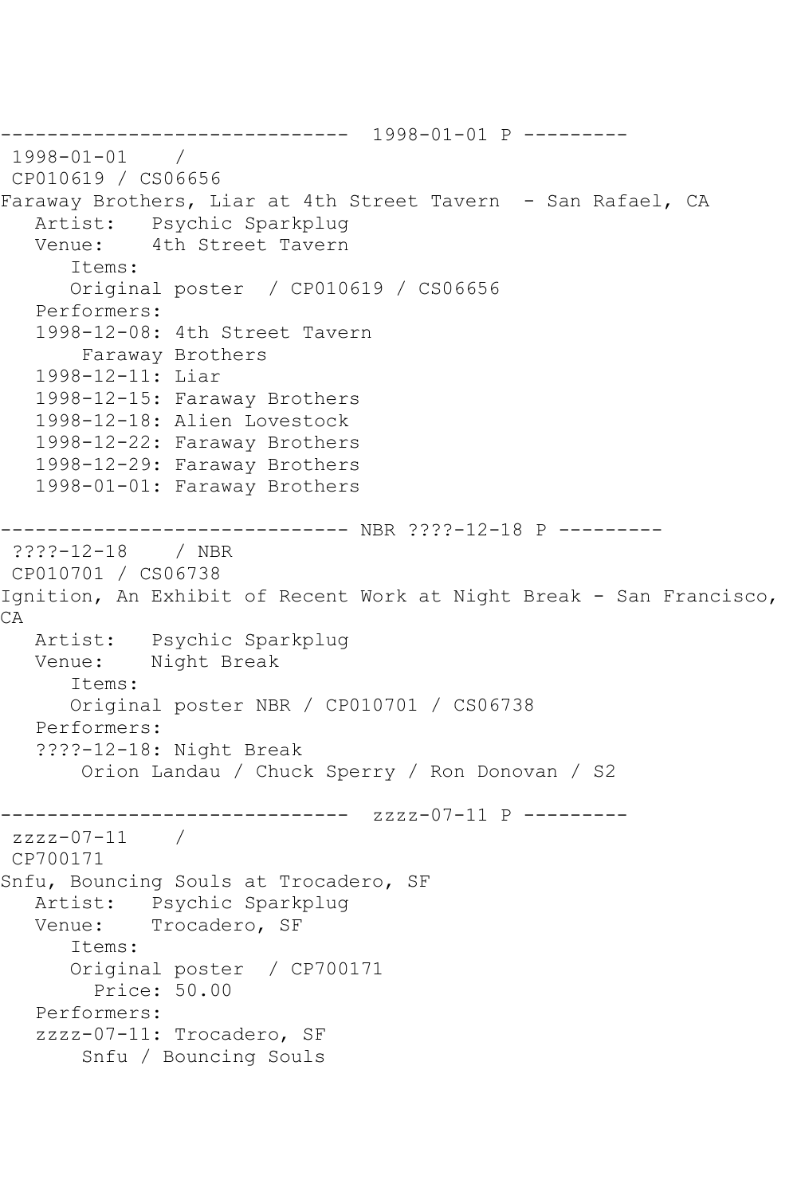```
------------------------------  1998-01-01 P ---------
 1998-01-01    /
 CP010619 / CS06656
Faraway Brothers, Liar at 4th Street Tavern  - San Rafael, CA
   Artist:   Psychic Sparkplug
   Venue:    4th Street Tavern
      Items:
      Original poster  / CP010619 / CS06656
   Performers:
   1998-12-08: 4th Street Tavern
       Faraway Brothers
   1998-12-11: Liar
   1998-12-15: Faraway Brothers
   1998-12-18: Alien Lovestock
   1998-12-22: Faraway Brothers
   1998-12-29: Faraway Brothers
   1998-01-01: Faraway Brothers

------------------------------ NBR ????-12-18 P ---------
 ????-12-18    / NBR
 CP010701 / CS06738
Ignition, An Exhibit of Recent Work at Night Break - San Francisco,
CA
   Artist:   Psychic Sparkplug
   Venue:    Night Break
      Items:
      Original poster NBR / CP010701 / CS06738
   Performers:
   ????-12-18: Night Break
       Orion Landau / Chuck Sperry / Ron Donovan / S2

------------------------------  zzzz-07-11 P ---------
 zzzz-07-11    /
 CP700171
Snfu, Bouncing Souls at Trocadero, SF
   Artist:   Psychic Sparkplug
   Venue:    Trocadero, SF
      Items:
      Original poster  / CP700171
        Price: 50.00
   Performers:
   zzzz-07-11: Trocadero, SF
       Snfu / Bouncing Souls
```